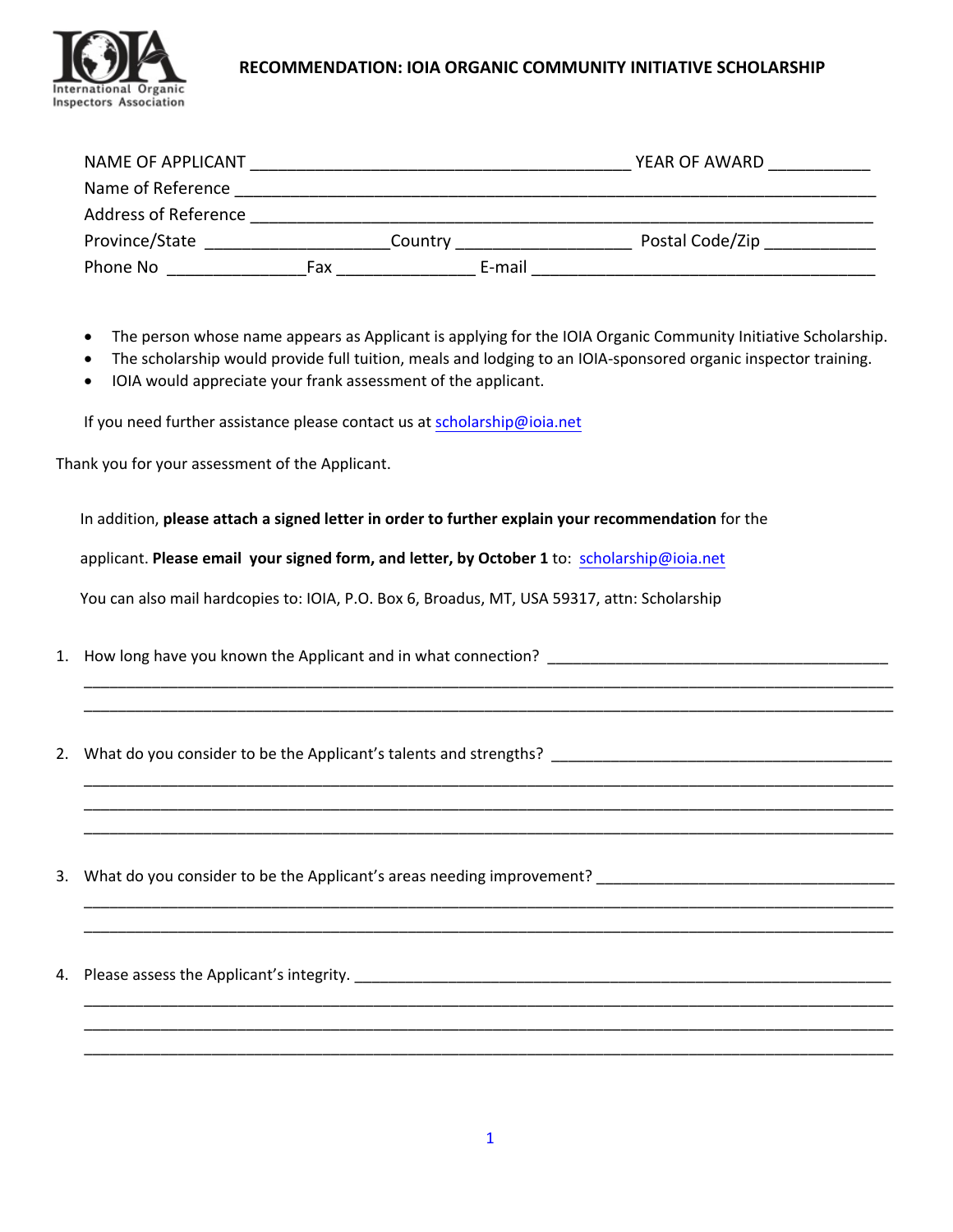International Organic Inspectors Association

# RECOMMENDATION: IOIA ORGANIC COMMUNITY INITIATIVE SCHOLARSHIP

NAME OF APPLICANT ________________________________________ YEAR OF AWARD ___________

Name of Reference ______________________________________________________________________

Address of Reference ____________________________________________________________________

Province/State ___________________Country __________________ Postal Code/Zip ____________

Phone No _______________Fax _______________ E-mail _____________________________________

- The person whose name appears as Applicant is applying for the IOIA Organic Community Initiative Scholarship.
- The scholarship would provide full tuition, meals and lodging to an IOIA-sponsored organic inspector training.
- IOIA would appreciate your frank assessment of the applicant.

If you need further assistance please contact us at scholarship@ioia.net

Thank you for your assessment of the Applicant.

In addition, **please attach a signed letter in order to further explain your recommendation** for the applicant. **Please email your signed form, and letter, by October 1** to: scholarship@ioia.net

You can also mail hardcopies to: IOIA, P.O. Box 6, Broadus, MT, USA 59317, attn: Scholarship

1. How long have you known the Applicant and in what connection? ________________________________________
_____________________________________________________________________________________________
_____________________________________________________________________________________________

2. What do you consider to be the Applicant's talents and strengths? ________________________________________
_____________________________________________________________________________________________
_____________________________________________________________________________________________
_____________________________________________________________________________________________

3. What do you consider to be the Applicant's areas needing improvement? __________________________________
_____________________________________________________________________________________________
_____________________________________________________________________________________________

4. Please assess the Applicant's integrity. _________________________________________________________________
_____________________________________________________________________________________________
_____________________________________________________________________________________________
_____________________________________________________________________________________________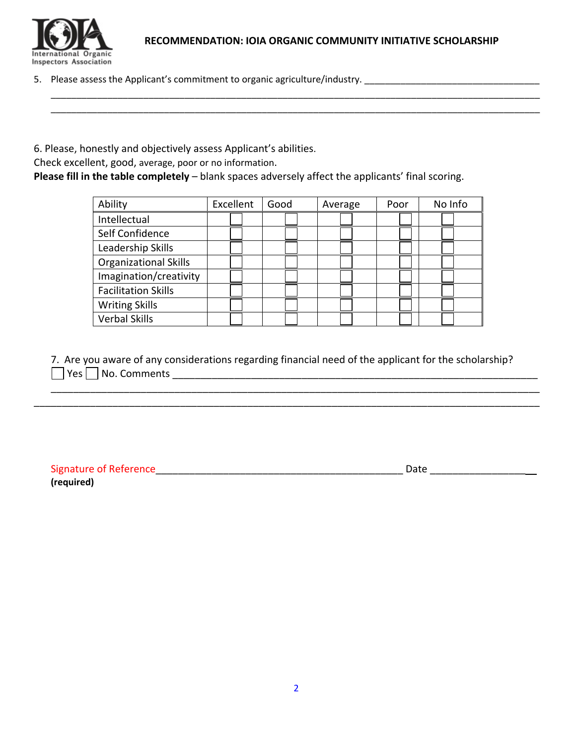**RECOMMENDATION: IOIA ORGANIC COMMUNITY INITIATIVE SCHOLARSHIP**

5. Please assess the Applicant's commitment to organic agriculture/industry. ___________________________________
_____________________________________________________________________________________________
_____________________________________________________________________________________________

6. Please, honestly and objectively assess Applicant's abilities.
Check excellent, good, average, poor or no information.
**Please fill in the table completely** – blank spaces adversely affect the applicants' final scoring.

| Ability | Excellent | Good | Average | Poor | No Info |
|---|---|---|---|---|---|
| Intellectual | ☐ | ☐ | ☐ | ☐ | ☐ |
| Self Confidence | ☐ | ☐ | ☐ | ☐ | ☐ |
| Leadership Skills | ☐ | ☐ | ☐ | ☐ | ☐ |
| Organizational Skills | ☐ | ☐ | ☐ | ☐ | ☐ |
| Imagination/creativity | ☐ | ☐ | ☐ | ☐ | ☐ |
| Facilitation Skills | ☐ | ☐ | ☐ | ☐ | ☐ |
| Writing Skills | ☐ | ☐ | ☐ | ☐ | ☐ |
| Verbal Skills | ☐ | ☐ | ☐ | ☐ | ☐ |

7. Are you aware of any considerations regarding financial need of the applicant for the scholarship?
☐ Yes ☐ No. Comments ______________________________________________________________________
_____________________________________________________________________________________________
_____________________________________________________________________________________________

Signature of Reference_____________________________________________ Date ____________________
**(required)**